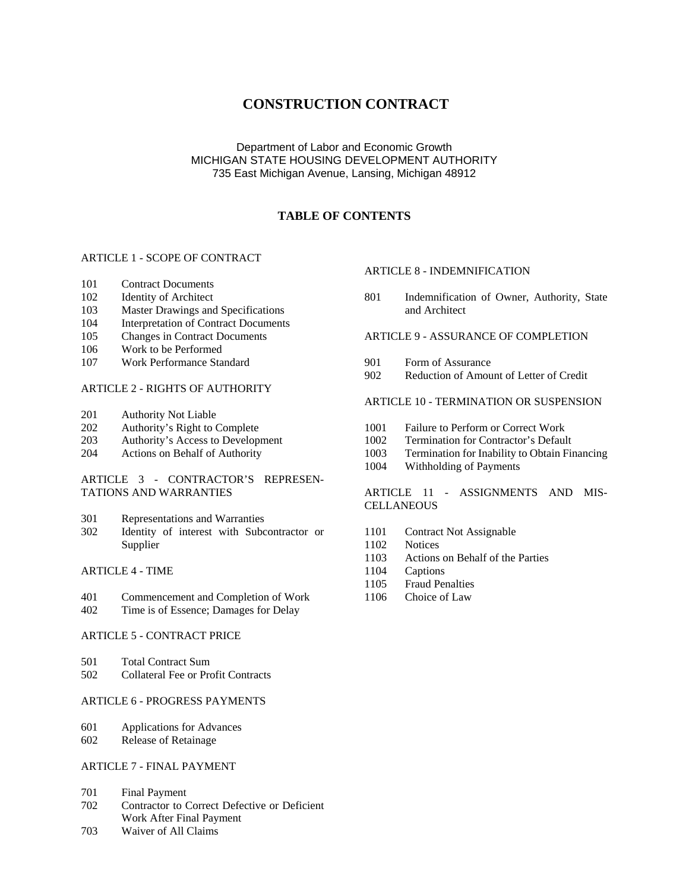# CONSTRUCTION CONTRACT

Department of Labor and Economic Growth
MICHIGAN STATE HOUSING DEVELOPMENT AUTHORITY
735 East Michigan Avenue, Lansing, Michigan 48912

## TABLE OF CONTENTS

ARTICLE 1 - SCOPE OF CONTRACT

- 101 Contract Documents
- 102 Identity of Architect
- 103 Master Drawings and Specifications
- 104 Interpretation of Contract Documents
- 105 Changes in Contract Documents
- 106 Work to be Performed
- 107 Work Performance Standard

ARTICLE 2 - RIGHTS OF AUTHORITY

- 201 Authority Not Liable
- 202 Authority's Right to Complete
- 203 Authority's Access to Development
- 204 Actions on Behalf of Authority

ARTICLE 3 - CONTRACTOR'S REPRESENTATIONS AND WARRANTIES

- 301 Representations and Warranties
- 302 Identity of interest with Subcontractor or Supplier

ARTICLE 4 - TIME

- 401 Commencement and Completion of Work
- 402 Time is of Essence; Damages for Delay

ARTICLE 5 - CONTRACT PRICE

- 501 Total Contract Sum
- 502 Collateral Fee or Profit Contracts

ARTICLE 6 - PROGRESS PAYMENTS

- 601 Applications for Advances
- 602 Release of Retainage

ARTICLE 7 - FINAL PAYMENT

- 701 Final Payment
- 702 Contractor to Correct Defective or Deficient Work After Final Payment
- 703 Waiver of All Claims

ARTICLE 8 - INDEMNIFICATION

- 801 Indemnification of Owner, Authority, State and Architect

ARTICLE 9 - ASSURANCE OF COMPLETION

- 901 Form of Assurance
- 902 Reduction of Amount of Letter of Credit

ARTICLE 10 - TERMINATION OR SUSPENSION

- 1001 Failure to Perform or Correct Work
- 1002 Termination for Contractor's Default
- 1003 Termination for Inability to Obtain Financing
- 1004 Withholding of Payments

ARTICLE 11 - ASSIGNMENTS AND MISCELLANEOUS

- 1101 Contract Not Assignable
- 1102 Notices
- 1103 Actions on Behalf of the Parties
- 1104 Captions
- 1105 Fraud Penalties
- 1106 Choice of Law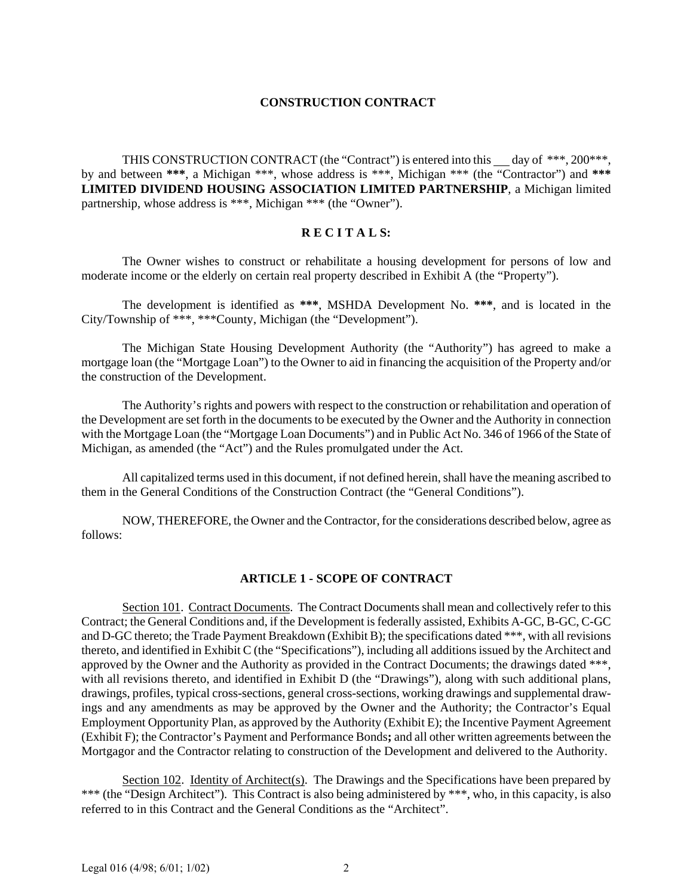# CONSTRUCTION CONTRACT

THIS CONSTRUCTION CONTRACT (the "Contract") is entered into this ___ day of ***, 200***, by and between **\*\*\***, a Michigan ***, whose address is ***, Michigan *** (the "Contractor") and **\*\*\* LIMITED DIVIDEND HOUSING ASSOCIATION LIMITED PARTNERSHIP**, a Michigan limited partnership, whose address is ***, Michigan *** (the "Owner").

## R E C I T A L S:

The Owner wishes to construct or rehabilitate a housing development for persons of low and moderate income or the elderly on certain real property described in Exhibit A (the "Property").

The development is identified as **\*\*\***, MSHDA Development No. **\*\*\***, and is located in the City/Township of ***, ***County, Michigan (the "Development").

The Michigan State Housing Development Authority (the "Authority") has agreed to make a mortgage loan (the "Mortgage Loan") to the Owner to aid in financing the acquisition of the Property and/or the construction of the Development.

The Authority's rights and powers with respect to the construction or rehabilitation and operation of the Development are set forth in the documents to be executed by the Owner and the Authority in connection with the Mortgage Loan (the "Mortgage Loan Documents") and in Public Act No. 346 of 1966 of the State of Michigan, as amended (the "Act") and the Rules promulgated under the Act.

All capitalized terms used in this document, if not defined herein, shall have the meaning ascribed to them in the General Conditions of the Construction Contract (the "General Conditions").

NOW, THEREFORE, the Owner and the Contractor, for the considerations described below, agree as follows:

## ARTICLE 1 - SCOPE OF CONTRACT

<u>Section 101</u>. <u>Contract Documents</u>. The Contract Documents shall mean and collectively refer to this Contract; the General Conditions and, if the Development is federally assisted, Exhibits A-GC, B-GC, C-GC and D-GC thereto; the Trade Payment Breakdown (Exhibit B); the specifications dated ***, with all revisions thereto, and identified in Exhibit C (the "Specifications"), including all additions issued by the Architect and approved by the Owner and the Authority as provided in the Contract Documents; the drawings dated ***, with all revisions thereto, and identified in Exhibit D (the "Drawings"), along with such additional plans, drawings, profiles, typical cross-sections, general cross-sections, working drawings and supplemental drawings and any amendments as may be approved by the Owner and the Authority; the Contractor's Equal Employment Opportunity Plan, as approved by the Authority (Exhibit E); the Incentive Payment Agreement (Exhibit F); the Contractor's Payment and Performance Bonds**;** and all other written agreements between the Mortgagor and the Contractor relating to construction of the Development and delivered to the Authority.

<u>Section 102</u>. <u>Identity of Architect(s)</u>. The Drawings and the Specifications have been prepared by *** (the "Design Architect"). This Contract is also being administered by ***, who, in this capacity, is also referred to in this Contract and the General Conditions as the "Architect".

Legal 016 (4/98; 6/01; 1/02)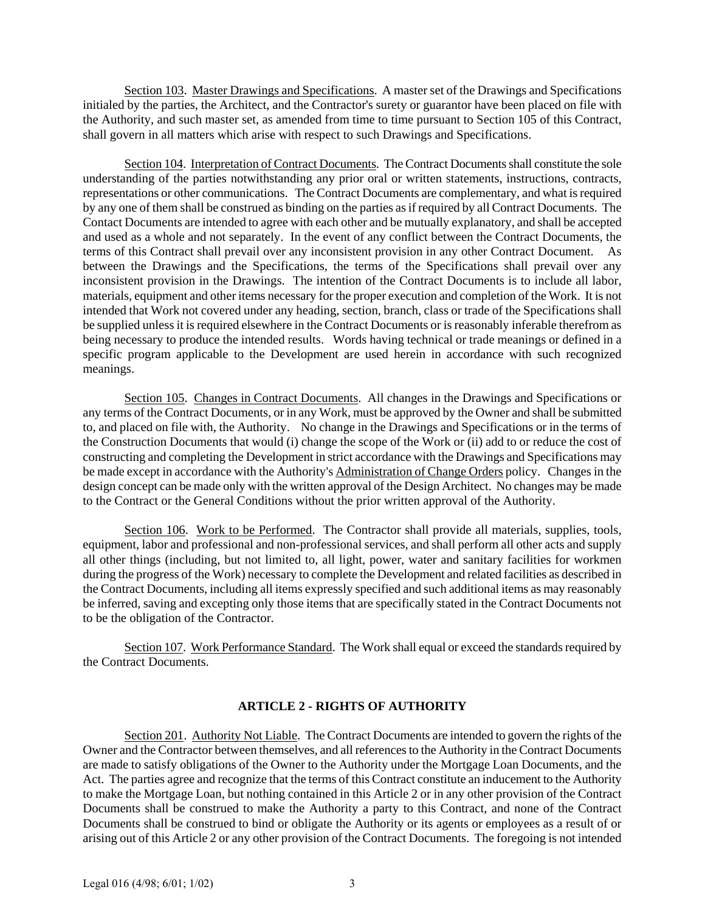Section 103. Master Drawings and Specifications. A master set of the Drawings and Specifications initialed by the parties, the Architect, and the Contractor's surety or guarantor have been placed on file with the Authority, and such master set, as amended from time to time pursuant to Section 105 of this Contract, shall govern in all matters which arise with respect to such Drawings and Specifications.

Section 104. Interpretation of Contract Documents. The Contract Documents shall constitute the sole understanding of the parties notwithstanding any prior oral or written statements, instructions, contracts, representations or other communications. The Contract Documents are complementary, and what is required by any one of them shall be construed as binding on the parties as if required by all Contract Documents. The Contact Documents are intended to agree with each other and be mutually explanatory, and shall be accepted and used as a whole and not separately. In the event of any conflict between the Contract Documents, the terms of this Contract shall prevail over any inconsistent provision in any other Contract Document. As between the Drawings and the Specifications, the terms of the Specifications shall prevail over any inconsistent provision in the Drawings. The intention of the Contract Documents is to include all labor, materials, equipment and other items necessary for the proper execution and completion of the Work. It is not intended that Work not covered under any heading, section, branch, class or trade of the Specifications shall be supplied unless it is required elsewhere in the Contract Documents or is reasonably inferable therefrom as being necessary to produce the intended results. Words having technical or trade meanings or defined in a specific program applicable to the Development are used herein in accordance with such recognized meanings.

Section 105. Changes in Contract Documents. All changes in the Drawings and Specifications or any terms of the Contract Documents, or in any Work, must be approved by the Owner and shall be submitted to, and placed on file with, the Authority. No change in the Drawings and Specifications or in the terms of the Construction Documents that would (i) change the scope of the Work or (ii) add to or reduce the cost of constructing and completing the Development in strict accordance with the Drawings and Specifications may be made except in accordance with the Authority's Administration of Change Orders policy. Changes in the design concept can be made only with the written approval of the Design Architect. No changes may be made to the Contract or the General Conditions without the prior written approval of the Authority.

Section 106. Work to be Performed. The Contractor shall provide all materials, supplies, tools, equipment, labor and professional and non-professional services, and shall perform all other acts and supply all other things (including, but not limited to, all light, power, water and sanitary facilities for workmen during the progress of the Work) necessary to complete the Development and related facilities as described in the Contract Documents, including all items expressly specified and such additional items as may reasonably be inferred, saving and excepting only those items that are specifically stated in the Contract Documents not to be the obligation of the Contractor.

Section 107. Work Performance Standard. The Work shall equal or exceed the standards required by the Contract Documents.

## ARTICLE 2 - RIGHTS OF AUTHORITY

Section 201. Authority Not Liable. The Contract Documents are intended to govern the rights of the Owner and the Contractor between themselves, and all references to the Authority in the Contract Documents are made to satisfy obligations of the Owner to the Authority under the Mortgage Loan Documents, and the Act. The parties agree and recognize that the terms of this Contract constitute an inducement to the Authority to make the Mortgage Loan, but nothing contained in this Article 2 or in any other provision of the Contract Documents shall be construed to make the Authority a party to this Contract, and none of the Contract Documents shall be construed to bind or obligate the Authority or its agents or employees as a result of or arising out of this Article 2 or any other provision of the Contract Documents. The foregoing is not intended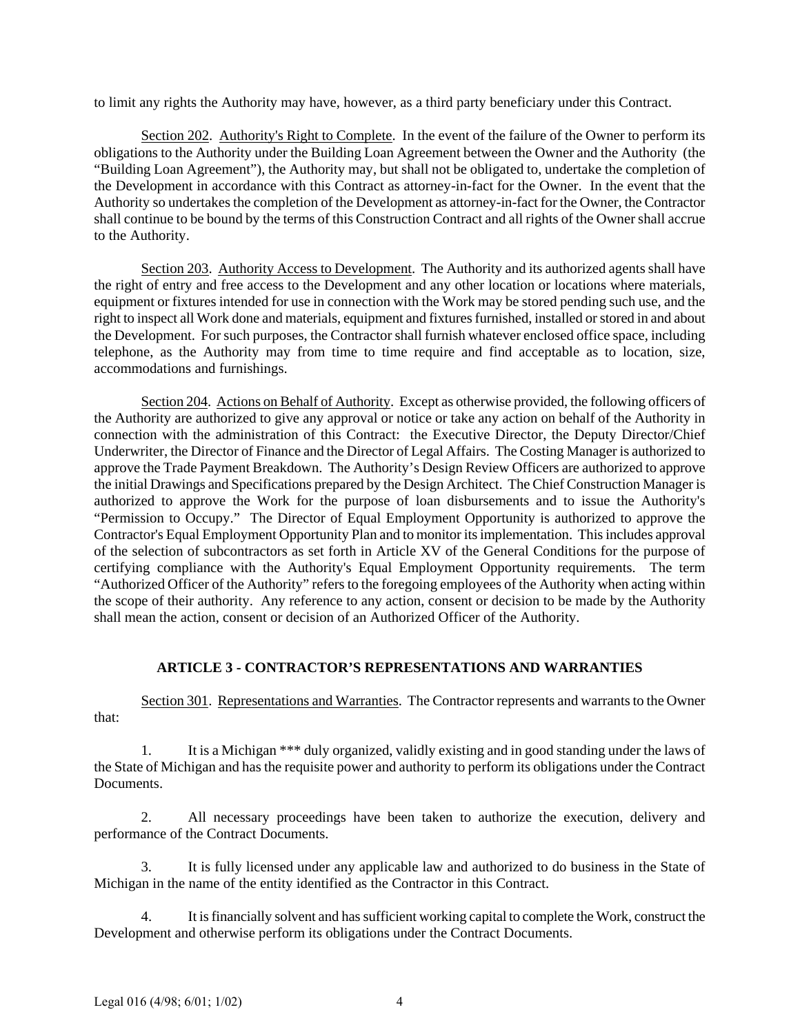to limit any rights the Authority may have, however, as a third party beneficiary under this Contract.

Section 202. Authority's Right to Complete. In the event of the failure of the Owner to perform its obligations to the Authority under the Building Loan Agreement between the Owner and the Authority (the "Building Loan Agreement"), the Authority may, but shall not be obligated to, undertake the completion of the Development in accordance with this Contract as attorney-in-fact for the Owner. In the event that the Authority so undertakes the completion of the Development as attorney-in-fact for the Owner, the Contractor shall continue to be bound by the terms of this Construction Contract and all rights of the Owner shall accrue to the Authority.

Section 203. Authority Access to Development. The Authority and its authorized agents shall have the right of entry and free access to the Development and any other location or locations where materials, equipment or fixtures intended for use in connection with the Work may be stored pending such use, and the right to inspect all Work done and materials, equipment and fixtures furnished, installed or stored in and about the Development. For such purposes, the Contractor shall furnish whatever enclosed office space, including telephone, as the Authority may from time to time require and find acceptable as to location, size, accommodations and furnishings.

Section 204. Actions on Behalf of Authority. Except as otherwise provided, the following officers of the Authority are authorized to give any approval or notice or take any action on behalf of the Authority in connection with the administration of this Contract: the Executive Director, the Deputy Director/Chief Underwriter, the Director of Finance and the Director of Legal Affairs. The Costing Manager is authorized to approve the Trade Payment Breakdown. The Authority's Design Review Officers are authorized to approve the initial Drawings and Specifications prepared by the Design Architect. The Chief Construction Manager is authorized to approve the Work for the purpose of loan disbursements and to issue the Authority's "Permission to Occupy." The Director of Equal Employment Opportunity is authorized to approve the Contractor's Equal Employment Opportunity Plan and to monitor its implementation. This includes approval of the selection of subcontractors as set forth in Article XV of the General Conditions for the purpose of certifying compliance with the Authority's Equal Employment Opportunity requirements. The term "Authorized Officer of the Authority" refers to the foregoing employees of the Authority when acting within the scope of their authority. Any reference to any action, consent or decision to be made by the Authority shall mean the action, consent or decision of an Authorized Officer of the Authority.

## ARTICLE 3 - CONTRACTOR'S REPRESENTATIONS AND WARRANTIES

Section 301. Representations and Warranties. The Contractor represents and warrants to the Owner that:

1. It is a Michigan *** duly organized, validly existing and in good standing under the laws of the State of Michigan and has the requisite power and authority to perform its obligations under the Contract Documents.

2. All necessary proceedings have been taken to authorize the execution, delivery and performance of the Contract Documents.

3. It is fully licensed under any applicable law and authorized to do business in the State of Michigan in the name of the entity identified as the Contractor in this Contract.

4. It is financially solvent and has sufficient working capital to complete the Work, construct the Development and otherwise perform its obligations under the Contract Documents.

Legal 016 (4/98; 6/01; 1/02)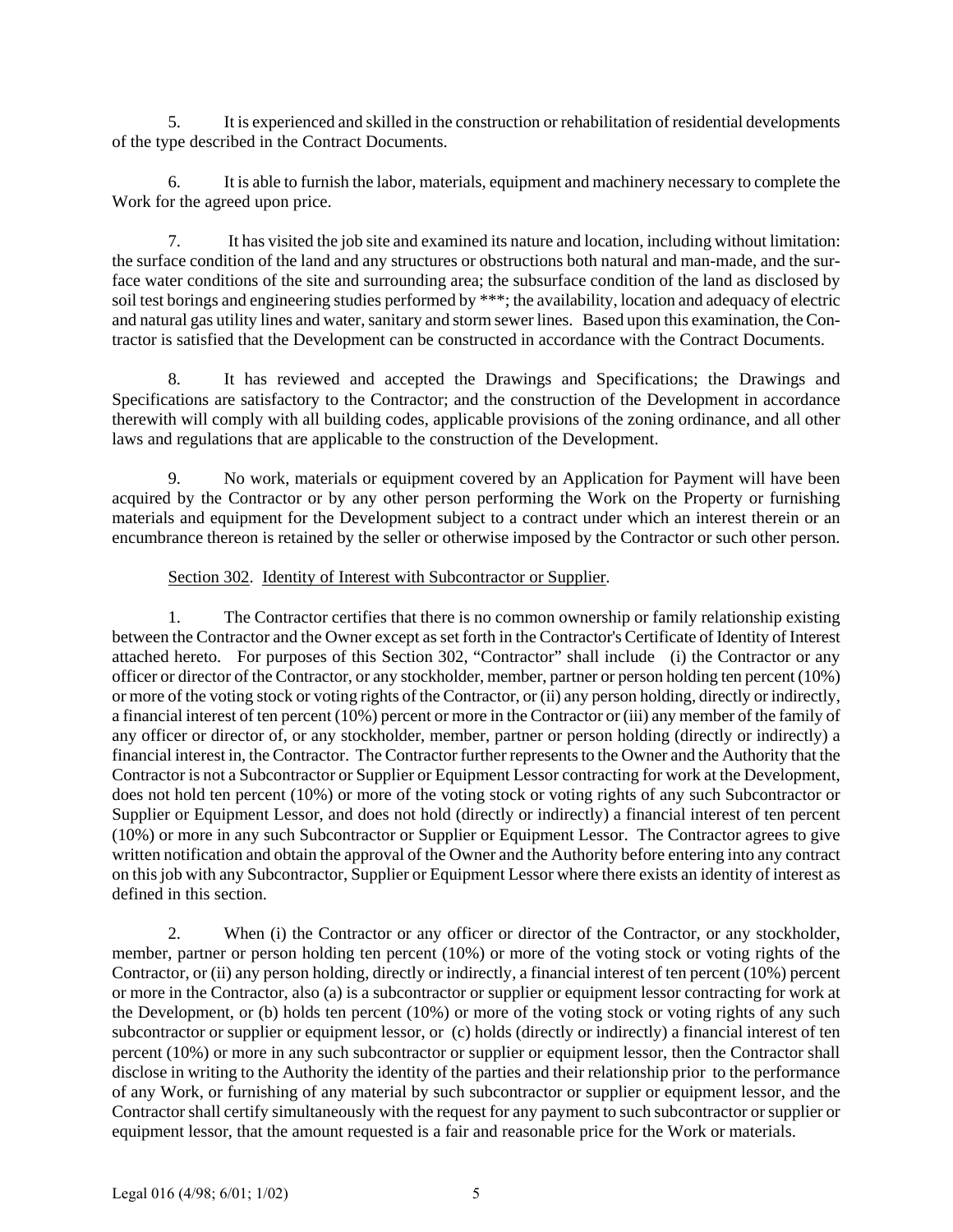5. It is experienced and skilled in the construction or rehabilitation of residential developments of the type described in the Contract Documents.

6. It is able to furnish the labor, materials, equipment and machinery necessary to complete the Work for the agreed upon price.

7. It has visited the job site and examined its nature and location, including without limitation: the surface condition of the land and any structures or obstructions both natural and man-made, and the surface water conditions of the site and surrounding area; the subsurface condition of the land as disclosed by soil test borings and engineering studies performed by ***; the availability, location and adequacy of electric and natural gas utility lines and water, sanitary and storm sewer lines. Based upon this examination, the Contractor is satisfied that the Development can be constructed in accordance with the Contract Documents.

8. It has reviewed and accepted the Drawings and Specifications; the Drawings and Specifications are satisfactory to the Contractor; and the construction of the Development in accordance therewith will comply with all building codes, applicable provisions of the zoning ordinance, and all other laws and regulations that are applicable to the construction of the Development.

9. No work, materials or equipment covered by an Application for Payment will have been acquired by the Contractor or by any other person performing the Work on the Property or furnishing materials and equipment for the Development subject to a contract under which an interest therein or an encumbrance thereon is retained by the seller or otherwise imposed by the Contractor or such other person.

<u>Section 302</u>. <u>Identity of Interest with Subcontractor or Supplier</u>.

1. The Contractor certifies that there is no common ownership or family relationship existing between the Contractor and the Owner except as set forth in the Contractor's Certificate of Identity of Interest attached hereto. For purposes of this Section 302, "Contractor" shall include (i) the Contractor or any officer or director of the Contractor, or any stockholder, member, partner or person holding ten percent (10%) or more of the voting stock or voting rights of the Contractor, or (ii) any person holding, directly or indirectly, a financial interest of ten percent (10%) percent or more in the Contractor or (iii) any member of the family of any officer or director of, or any stockholder, member, partner or person holding (directly or indirectly) a financial interest in, the Contractor. The Contractor further represents to the Owner and the Authority that the Contractor is not a Subcontractor or Supplier or Equipment Lessor contracting for work at the Development, does not hold ten percent (10%) or more of the voting stock or voting rights of any such Subcontractor or Supplier or Equipment Lessor, and does not hold (directly or indirectly) a financial interest of ten percent (10%) or more in any such Subcontractor or Supplier or Equipment Lessor. The Contractor agrees to give written notification and obtain the approval of the Owner and the Authority before entering into any contract on this job with any Subcontractor, Supplier or Equipment Lessor where there exists an identity of interest as defined in this section.

2. When (i) the Contractor or any officer or director of the Contractor, or any stockholder, member, partner or person holding ten percent (10%) or more of the voting stock or voting rights of the Contractor, or (ii) any person holding, directly or indirectly, a financial interest of ten percent (10%) percent or more in the Contractor, also (a) is a subcontractor or supplier or equipment lessor contracting for work at the Development, or (b) holds ten percent (10%) or more of the voting stock or voting rights of any such subcontractor or supplier or equipment lessor, or (c) holds (directly or indirectly) a financial interest of ten percent (10%) or more in any such subcontractor or supplier or equipment lessor, then the Contractor shall disclose in writing to the Authority the identity of the parties and their relationship prior to the performance of any Work, or furnishing of any material by such subcontractor or supplier or equipment lessor, and the Contractor shall certify simultaneously with the request for any payment to such subcontractor or supplier or equipment lessor, that the amount requested is a fair and reasonable price for the Work or materials.

Legal 016 (4/98; 6/01; 1/02)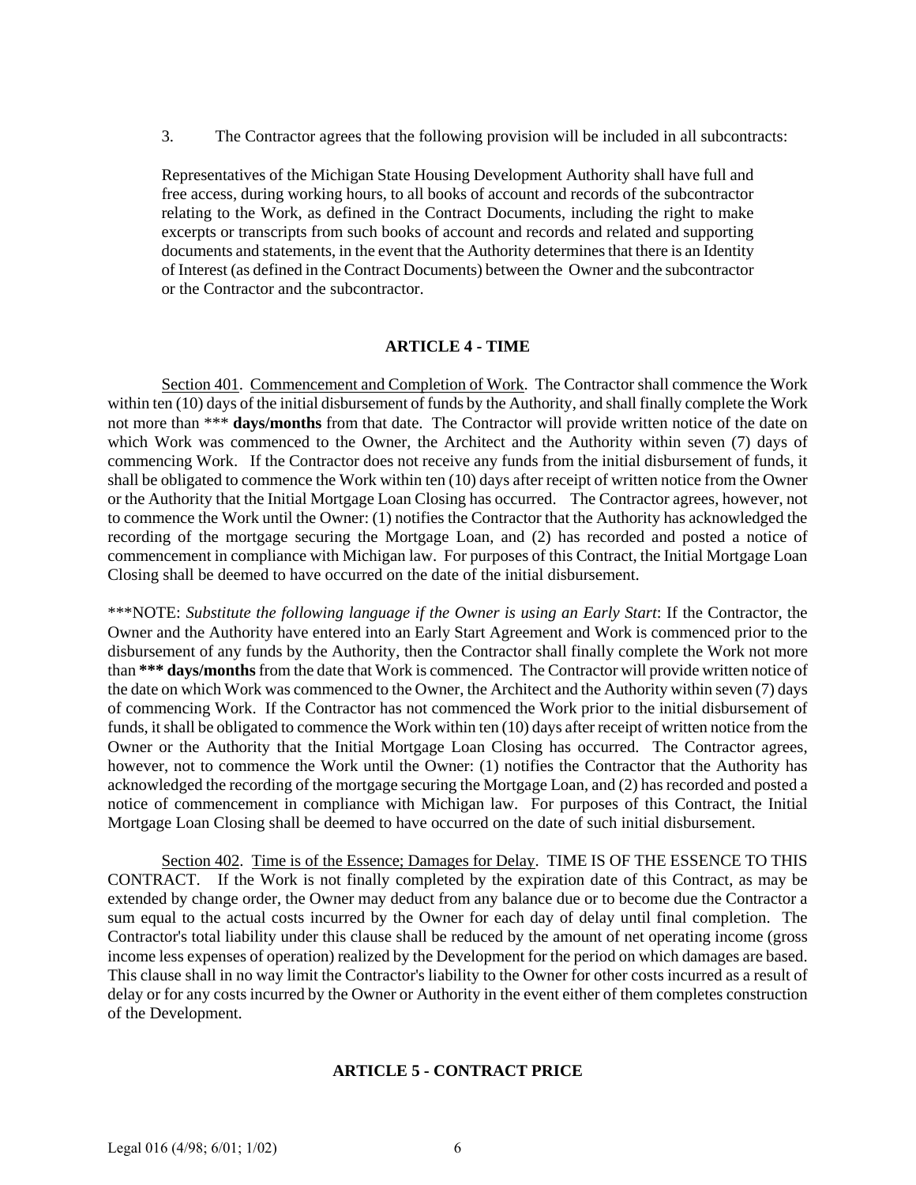3. The Contractor agrees that the following provision will be included in all subcontracts:

Representatives of the Michigan State Housing Development Authority shall have full and free access, during working hours, to all books of account and records of the subcontractor relating to the Work, as defined in the Contract Documents, including the right to make excerpts or transcripts from such books of account and records and related and supporting documents and statements, in the event that the Authority determines that there is an Identity of Interest (as defined in the Contract Documents) between the Owner and the subcontractor or the Contractor and the subcontractor.

## ARTICLE 4 - TIME

Section 401. Commencement and Completion of Work. The Contractor shall commence the Work within ten (10) days of the initial disbursement of funds by the Authority, and shall finally complete the Work not more than *** **days/months** from that date. The Contractor will provide written notice of the date on which Work was commenced to the Owner, the Architect and the Authority within seven (7) days of commencing Work. If the Contractor does not receive any funds from the initial disbursement of funds, it shall be obligated to commence the Work within ten (10) days after receipt of written notice from the Owner or the Authority that the Initial Mortgage Loan Closing has occurred. The Contractor agrees, however, not to commence the Work until the Owner: (1) notifies the Contractor that the Authority has acknowledged the recording of the mortgage securing the Mortgage Loan, and (2) has recorded and posted a notice of commencement in compliance with Michigan law. For purposes of this Contract, the Initial Mortgage Loan Closing shall be deemed to have occurred on the date of the initial disbursement.

***NOTE: *Substitute the following language if the Owner is using an Early Start*: If the Contractor, the Owner and the Authority have entered into an Early Start Agreement and Work is commenced prior to the disbursement of any funds by the Authority, then the Contractor shall finally complete the Work not more than **\*\*\* days/months** from the date that Work is commenced. The Contractor will provide written notice of the date on which Work was commenced to the Owner, the Architect and the Authority within seven (7) days of commencing Work. If the Contractor has not commenced the Work prior to the initial disbursement of funds, it shall be obligated to commence the Work within ten (10) days after receipt of written notice from the Owner or the Authority that the Initial Mortgage Loan Closing has occurred. The Contractor agrees, however, not to commence the Work until the Owner: (1) notifies the Contractor that the Authority has acknowledged the recording of the mortgage securing the Mortgage Loan, and (2) has recorded and posted a notice of commencement in compliance with Michigan law. For purposes of this Contract, the Initial Mortgage Loan Closing shall be deemed to have occurred on the date of such initial disbursement.

Section 402. Time is of the Essence; Damages for Delay. TIME IS OF THE ESSENCE TO THIS CONTRACT. If the Work is not finally completed by the expiration date of this Contract, as may be extended by change order, the Owner may deduct from any balance due or to become due the Contractor a sum equal to the actual costs incurred by the Owner for each day of delay until final completion. The Contractor's total liability under this clause shall be reduced by the amount of net operating income (gross income less expenses of operation) realized by the Development for the period on which damages are based. This clause shall in no way limit the Contractor's liability to the Owner for other costs incurred as a result of delay or for any costs incurred by the Owner or Authority in the event either of them completes construction of the Development.

## ARTICLE 5 - CONTRACT PRICE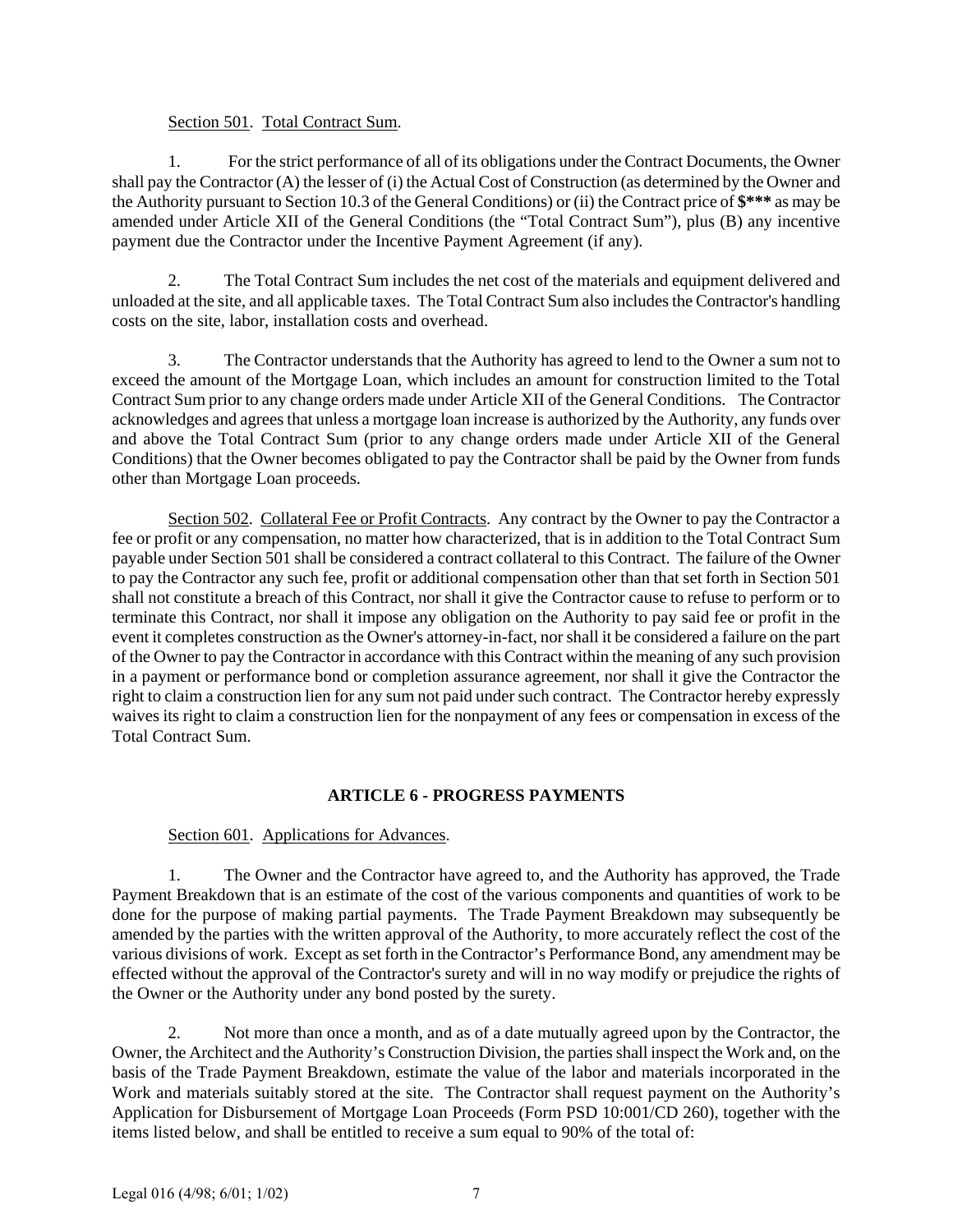Section 501. Total Contract Sum.

1. For the strict performance of all of its obligations under the Contract Documents, the Owner shall pay the Contractor (A) the lesser of (i) the Actual Cost of Construction (as determined by the Owner and the Authority pursuant to Section 10.3 of the General Conditions) or (ii) the Contract price of **$*** ** as may be amended under Article XII of the General Conditions (the "Total Contract Sum"), plus (B) any incentive payment due the Contractor under the Incentive Payment Agreement (if any).

2. The Total Contract Sum includes the net cost of the materials and equipment delivered and unloaded at the site, and all applicable taxes. The Total Contract Sum also includes the Contractor's handling costs on the site, labor, installation costs and overhead.

3. The Contractor understands that the Authority has agreed to lend to the Owner a sum not to exceed the amount of the Mortgage Loan, which includes an amount for construction limited to the Total Contract Sum prior to any change orders made under Article XII of the General Conditions. The Contractor acknowledges and agrees that unless a mortgage loan increase is authorized by the Authority, any funds over and above the Total Contract Sum (prior to any change orders made under Article XII of the General Conditions) that the Owner becomes obligated to pay the Contractor shall be paid by the Owner from funds other than Mortgage Loan proceeds.

Section 502. Collateral Fee or Profit Contracts. Any contract by the Owner to pay the Contractor a fee or profit or any compensation, no matter how characterized, that is in addition to the Total Contract Sum payable under Section 501 shall be considered a contract collateral to this Contract. The failure of the Owner to pay the Contractor any such fee, profit or additional compensation other than that set forth in Section 501 shall not constitute a breach of this Contract, nor shall it give the Contractor cause to refuse to perform or to terminate this Contract, nor shall it impose any obligation on the Authority to pay said fee or profit in the event it completes construction as the Owner's attorney-in-fact, nor shall it be considered a failure on the part of the Owner to pay the Contractor in accordance with this Contract within the meaning of any such provision in a payment or performance bond or completion assurance agreement, nor shall it give the Contractor the right to claim a construction lien for any sum not paid under such contract. The Contractor hereby expressly waives its right to claim a construction lien for the nonpayment of any fees or compensation in excess of the Total Contract Sum.

## ARTICLE 6 - PROGRESS PAYMENTS

Section 601. Applications for Advances.

1. The Owner and the Contractor have agreed to, and the Authority has approved, the Trade Payment Breakdown that is an estimate of the cost of the various components and quantities of work to be done for the purpose of making partial payments. The Trade Payment Breakdown may subsequently be amended by the parties with the written approval of the Authority, to more accurately reflect the cost of the various divisions of work. Except as set forth in the Contractor's Performance Bond, any amendment may be effected without the approval of the Contractor's surety and will in no way modify or prejudice the rights of the Owner or the Authority under any bond posted by the surety.

2. Not more than once a month, and as of a date mutually agreed upon by the Contractor, the Owner, the Architect and the Authority's Construction Division, the parties shall inspect the Work and, on the basis of the Trade Payment Breakdown, estimate the value of the labor and materials incorporated in the Work and materials suitably stored at the site. The Contractor shall request payment on the Authority's Application for Disbursement of Mortgage Loan Proceeds (Form PSD 10:001/CD 260), together with the items listed below, and shall be entitled to receive a sum equal to 90% of the total of: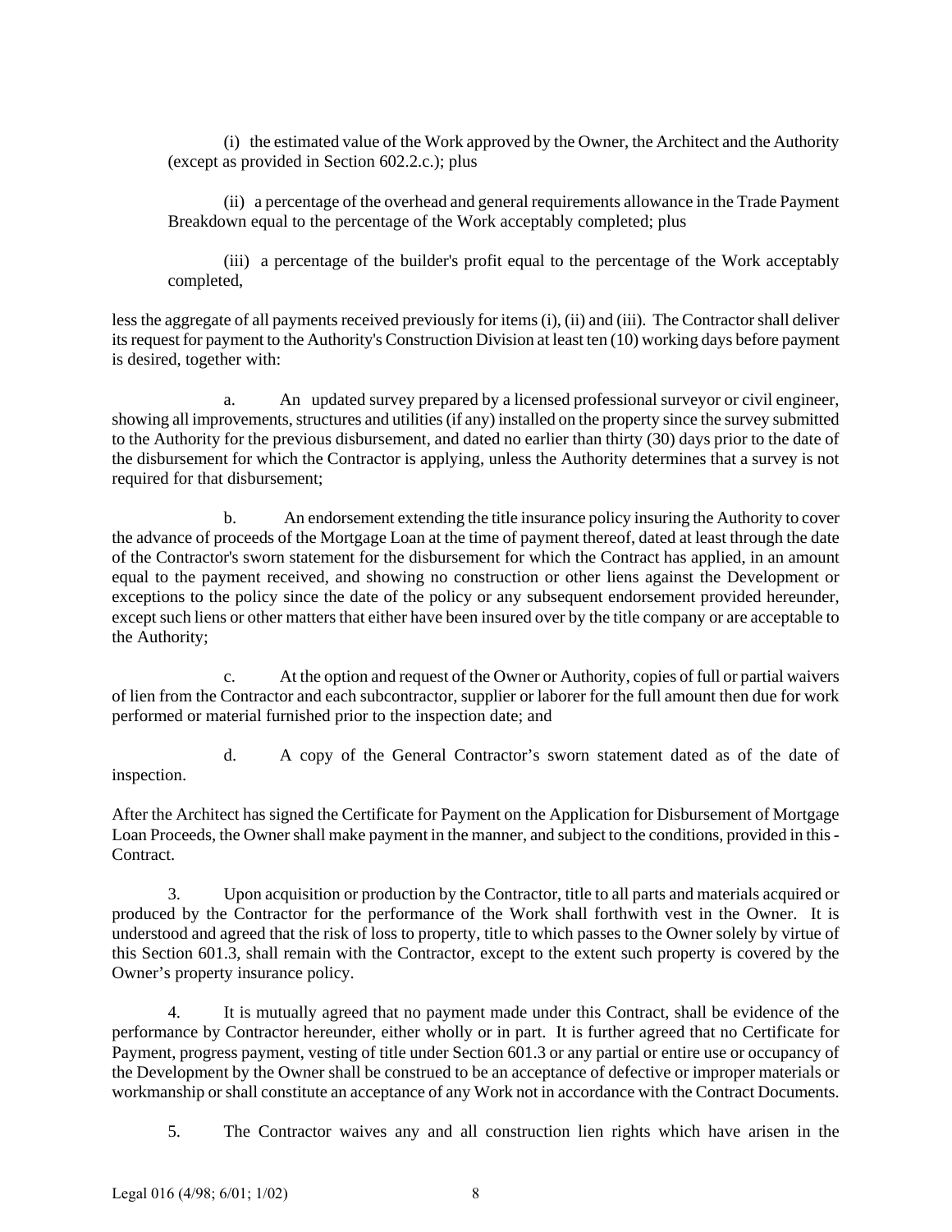(i) the estimated value of the Work approved by the Owner, the Architect and the Authority (except as provided in Section 602.2.c.); plus

(ii) a percentage of the overhead and general requirements allowance in the Trade Payment Breakdown equal to the percentage of the Work acceptably completed; plus

(iii) a percentage of the builder's profit equal to the percentage of the Work acceptably completed,

less the aggregate of all payments received previously for items (i), (ii) and (iii). The Contractor shall deliver its request for payment to the Authority's Construction Division at least ten (10) working days before payment is desired, together with:

a. An updated survey prepared by a licensed professional surveyor or civil engineer, showing all improvements, structures and utilities (if any) installed on the property since the survey submitted to the Authority for the previous disbursement, and dated no earlier than thirty (30) days prior to the date of the disbursement for which the Contractor is applying, unless the Authority determines that a survey is not required for that disbursement;

b. An endorsement extending the title insurance policy insuring the Authority to cover the advance of proceeds of the Mortgage Loan at the time of payment thereof, dated at least through the date of the Contractor's sworn statement for the disbursement for which the Contract has applied, in an amount equal to the payment received, and showing no construction or other liens against the Development or exceptions to the policy since the date of the policy or any subsequent endorsement provided hereunder, except such liens or other matters that either have been insured over by the title company or are acceptable to the Authority;

c. At the option and request of the Owner or Authority, copies of full or partial waivers of lien from the Contractor and each subcontractor, supplier or laborer for the full amount then due for work performed or material furnished prior to the inspection date; and

d. A copy of the General Contractor's sworn statement dated as of the date of inspection.

After the Architect has signed the Certificate for Payment on the Application for Disbursement of Mortgage Loan Proceeds, the Owner shall make payment in the manner, and subject to the conditions, provided in this - Contract.

3. Upon acquisition or production by the Contractor, title to all parts and materials acquired or produced by the Contractor for the performance of the Work shall forthwith vest in the Owner. It is understood and agreed that the risk of loss to property, title to which passes to the Owner solely by virtue of this Section 601.3, shall remain with the Contractor, except to the extent such property is covered by the Owner's property insurance policy.

4. It is mutually agreed that no payment made under this Contract, shall be evidence of the performance by Contractor hereunder, either wholly or in part. It is further agreed that no Certificate for Payment, progress payment, vesting of title under Section 601.3 or any partial or entire use or occupancy of the Development by the Owner shall be construed to be an acceptance of defective or improper materials or workmanship or shall constitute an acceptance of any Work not in accordance with the Contract Documents.

5. The Contractor waives any and all construction lien rights which have arisen in the

Legal 016 (4/98; 6/01; 1/02)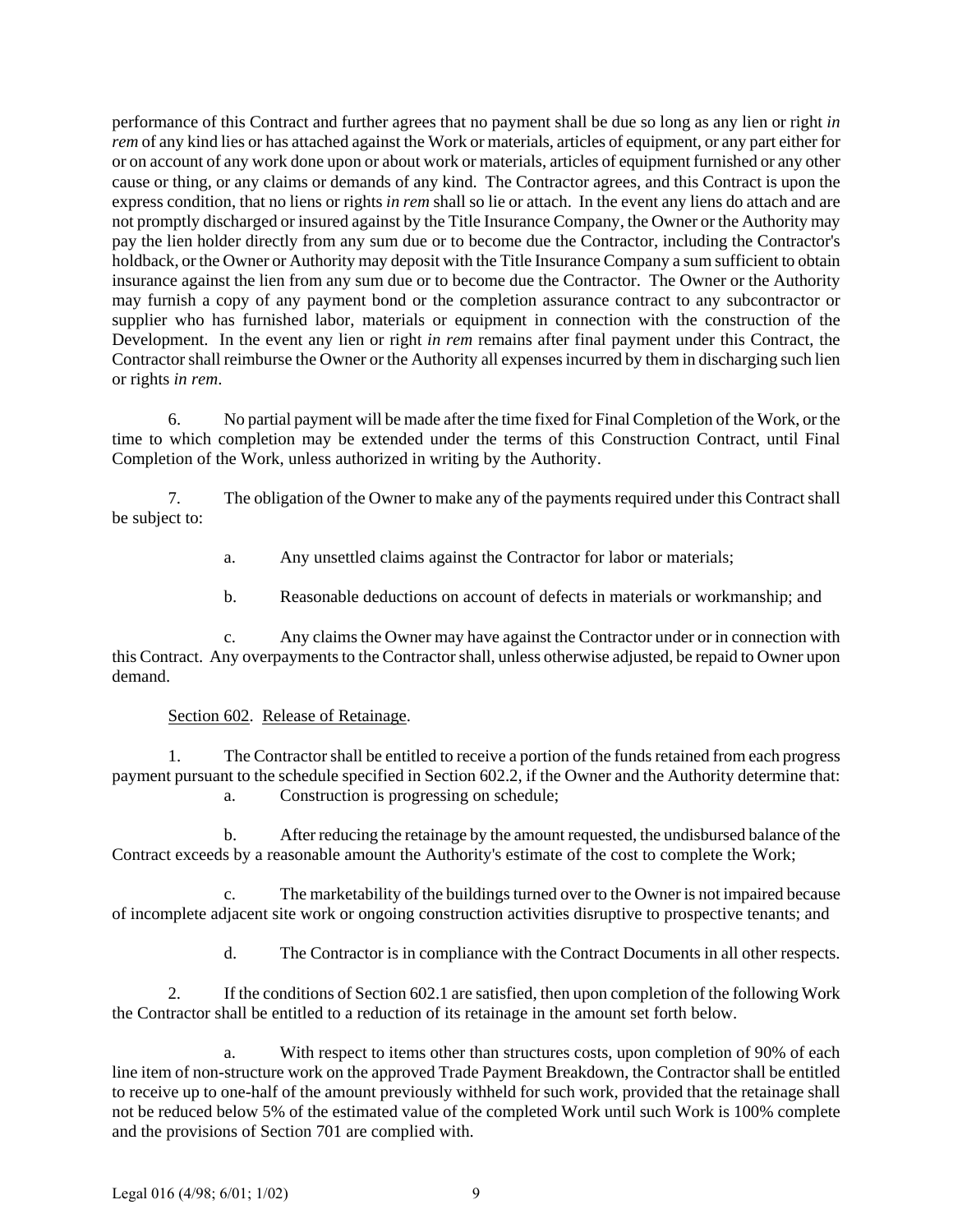performance of this Contract and further agrees that no payment shall be due so long as any lien or right *in rem* of any kind lies or has attached against the Work or materials, articles of equipment, or any part either for or on account of any work done upon or about work or materials, articles of equipment furnished or any other cause or thing, or any claims or demands of any kind. The Contractor agrees, and this Contract is upon the express condition, that no liens or rights *in rem* shall so lie or attach. In the event any liens do attach and are not promptly discharged or insured against by the Title Insurance Company, the Owner or the Authority may pay the lien holder directly from any sum due or to become due the Contractor, including the Contractor's holdback, or the Owner or Authority may deposit with the Title Insurance Company a sum sufficient to obtain insurance against the lien from any sum due or to become due the Contractor. The Owner or the Authority may furnish a copy of any payment bond or the completion assurance contract to any subcontractor or supplier who has furnished labor, materials or equipment in connection with the construction of the Development. In the event any lien or right *in rem* remains after final payment under this Contract, the Contractor shall reimburse the Owner or the Authority all expenses incurred by them in discharging such lien or rights *in rem*.

6. No partial payment will be made after the time fixed for Final Completion of the Work, or the time to which completion may be extended under the terms of this Construction Contract, until Final Completion of the Work, unless authorized in writing by the Authority.

7. The obligation of the Owner to make any of the payments required under this Contract shall be subject to:

a. Any unsettled claims against the Contractor for labor or materials;

b. Reasonable deductions on account of defects in materials or workmanship; and

c. Any claims the Owner may have against the Contractor under or in connection with this Contract. Any overpayments to the Contractor shall, unless otherwise adjusted, be repaid to Owner upon demand.

Section 602. Release of Retainage.

1. The Contractor shall be entitled to receive a portion of the funds retained from each progress payment pursuant to the schedule specified in Section 602.2, if the Owner and the Authority determine that:

a. Construction is progressing on schedule;

b. After reducing the retainage by the amount requested, the undisbursed balance of the Contract exceeds by a reasonable amount the Authority's estimate of the cost to complete the Work;

c. The marketability of the buildings turned over to the Owner is not impaired because of incomplete adjacent site work or ongoing construction activities disruptive to prospective tenants; and

d. The Contractor is in compliance with the Contract Documents in all other respects.

2. If the conditions of Section 602.1 are satisfied, then upon completion of the following Work the Contractor shall be entitled to a reduction of its retainage in the amount set forth below.

a. With respect to items other than structures costs, upon completion of 90% of each line item of non-structure work on the approved Trade Payment Breakdown, the Contractor shall be entitled to receive up to one-half of the amount previously withheld for such work, provided that the retainage shall not be reduced below 5% of the estimated value of the completed Work until such Work is 100% complete and the provisions of Section 701 are complied with.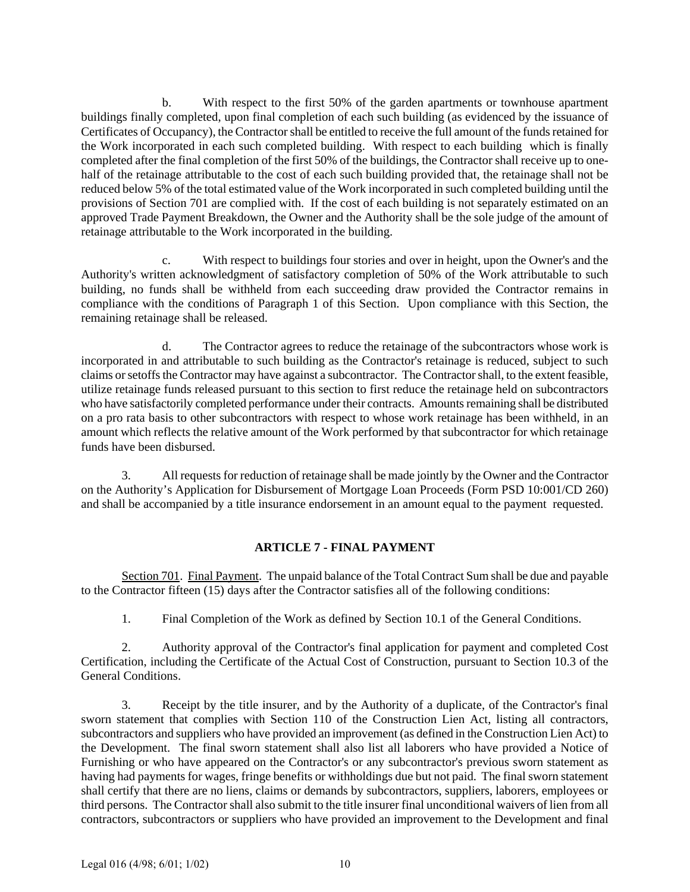b. With respect to the first 50% of the garden apartments or townhouse apartment buildings finally completed, upon final completion of each such building (as evidenced by the issuance of Certificates of Occupancy), the Contractor shall be entitled to receive the full amount of the funds retained for the Work incorporated in each such completed building. With respect to each building which is finally completed after the final completion of the first 50% of the buildings, the Contractor shall receive up to one-half of the retainage attributable to the cost of each such building provided that, the retainage shall not be reduced below 5% of the total estimated value of the Work incorporated in such completed building until the provisions of Section 701 are complied with. If the cost of each building is not separately estimated on an approved Trade Payment Breakdown, the Owner and the Authority shall be the sole judge of the amount of retainage attributable to the Work incorporated in the building.

c. With respect to buildings four stories and over in height, upon the Owner's and the Authority's written acknowledgment of satisfactory completion of 50% of the Work attributable to such building, no funds shall be withheld from each succeeding draw provided the Contractor remains in compliance with the conditions of Paragraph 1 of this Section. Upon compliance with this Section, the remaining retainage shall be released.

d. The Contractor agrees to reduce the retainage of the subcontractors whose work is incorporated in and attributable to such building as the Contractor's retainage is reduced, subject to such claims or setoffs the Contractor may have against a subcontractor. The Contractor shall, to the extent feasible, utilize retainage funds released pursuant to this section to first reduce the retainage held on subcontractors who have satisfactorily completed performance under their contracts. Amounts remaining shall be distributed on a pro rata basis to other subcontractors with respect to whose work retainage has been withheld, in an amount which reflects the relative amount of the Work performed by that subcontractor for which retainage funds have been disbursed.

3. All requests for reduction of retainage shall be made jointly by the Owner and the Contractor on the Authority's Application for Disbursement of Mortgage Loan Proceeds (Form PSD 10:001/CD 260) and shall be accompanied by a title insurance endorsement in an amount equal to the payment requested.

## ARTICLE 7 - FINAL PAYMENT

Section 701. Final Payment. The unpaid balance of the Total Contract Sum shall be due and payable to the Contractor fifteen (15) days after the Contractor satisfies all of the following conditions:

1. Final Completion of the Work as defined by Section 10.1 of the General Conditions.

2. Authority approval of the Contractor's final application for payment and completed Cost Certification, including the Certificate of the Actual Cost of Construction, pursuant to Section 10.3 of the General Conditions.

3. Receipt by the title insurer, and by the Authority of a duplicate, of the Contractor's final sworn statement that complies with Section 110 of the Construction Lien Act, listing all contractors, subcontractors and suppliers who have provided an improvement (as defined in the Construction Lien Act) to the Development. The final sworn statement shall also list all laborers who have provided a Notice of Furnishing or who have appeared on the Contractor's or any subcontractor's previous sworn statement as having had payments for wages, fringe benefits or withholdings due but not paid. The final sworn statement shall certify that there are no liens, claims or demands by subcontractors, suppliers, laborers, employees or third persons. The Contractor shall also submit to the title insurer final unconditional waivers of lien from all contractors, subcontractors or suppliers who have provided an improvement to the Development and final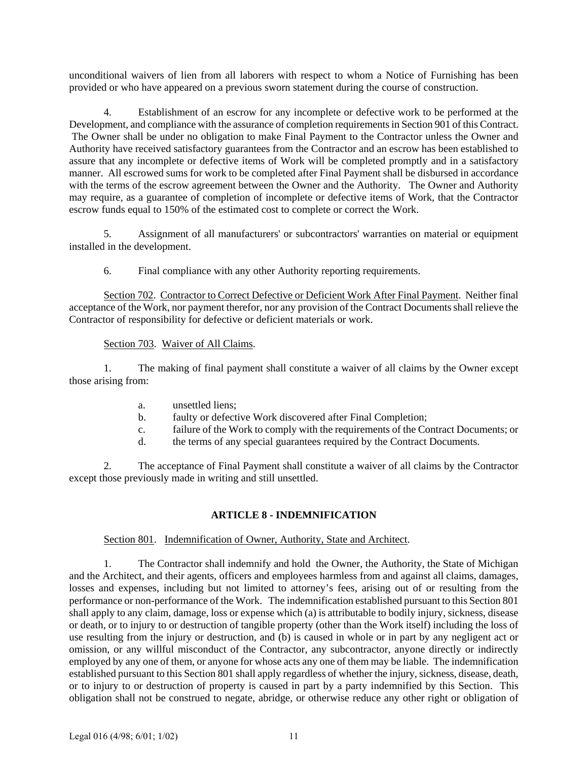unconditional waivers of lien from all laborers with respect to whom a Notice of Furnishing has been provided or who have appeared on a previous sworn statement during the course of construction.

4. Establishment of an escrow for any incomplete or defective work to be performed at the Development, and compliance with the assurance of completion requirements in Section 901 of this Contract. The Owner shall be under no obligation to make Final Payment to the Contractor unless the Owner and Authority have received satisfactory guarantees from the Contractor and an escrow has been established to assure that any incomplete or defective items of Work will be completed promptly and in a satisfactory manner. All escrowed sums for work to be completed after Final Payment shall be disbursed in accordance with the terms of the escrow agreement between the Owner and the Authority. The Owner and Authority may require, as a guarantee of completion of incomplete or defective items of Work, that the Contractor escrow funds equal to 150% of the estimated cost to complete or correct the Work.

5. Assignment of all manufacturers' or subcontractors' warranties on material or equipment installed in the development.

6. Final compliance with any other Authority reporting requirements.

Section 702. Contractor to Correct Defective or Deficient Work After Final Payment. Neither final acceptance of the Work, nor payment therefor, nor any provision of the Contract Documents shall relieve the Contractor of responsibility for defective or deficient materials or work.

Section 703. Waiver of All Claims.

1. The making of final payment shall constitute a waiver of all claims by the Owner except those arising from:

a. unsettled liens;
b. faulty or defective Work discovered after Final Completion;
c. failure of the Work to comply with the requirements of the Contract Documents; or
d. the terms of any special guarantees required by the Contract Documents.

2. The acceptance of Final Payment shall constitute a waiver of all claims by the Contractor except those previously made in writing and still unsettled.

## ARTICLE 8 - INDEMNIFICATION

Section 801. Indemnification of Owner, Authority, State and Architect.

1. The Contractor shall indemnify and hold the Owner, the Authority, the State of Michigan and the Architect, and their agents, officers and employees harmless from and against all claims, damages, losses and expenses, including but not limited to attorney's fees, arising out of or resulting from the performance or non-performance of the Work. The indemnification established pursuant to this Section 801 shall apply to any claim, damage, loss or expense which (a) is attributable to bodily injury, sickness, disease or death, or to injury to or destruction of tangible property (other than the Work itself) including the loss of use resulting from the injury or destruction, and (b) is caused in whole or in part by any negligent act or omission, or any willful misconduct of the Contractor, any subcontractor, anyone directly or indirectly employed by any one of them, or anyone for whose acts any one of them may be liable. The indemnification established pursuant to this Section 801 shall apply regardless of whether the injury, sickness, disease, death, or to injury to or destruction of property is caused in part by a party indemnified by this Section. This obligation shall not be construed to negate, abridge, or otherwise reduce any other right or obligation of

Legal 016 (4/98; 6/01; 1/02)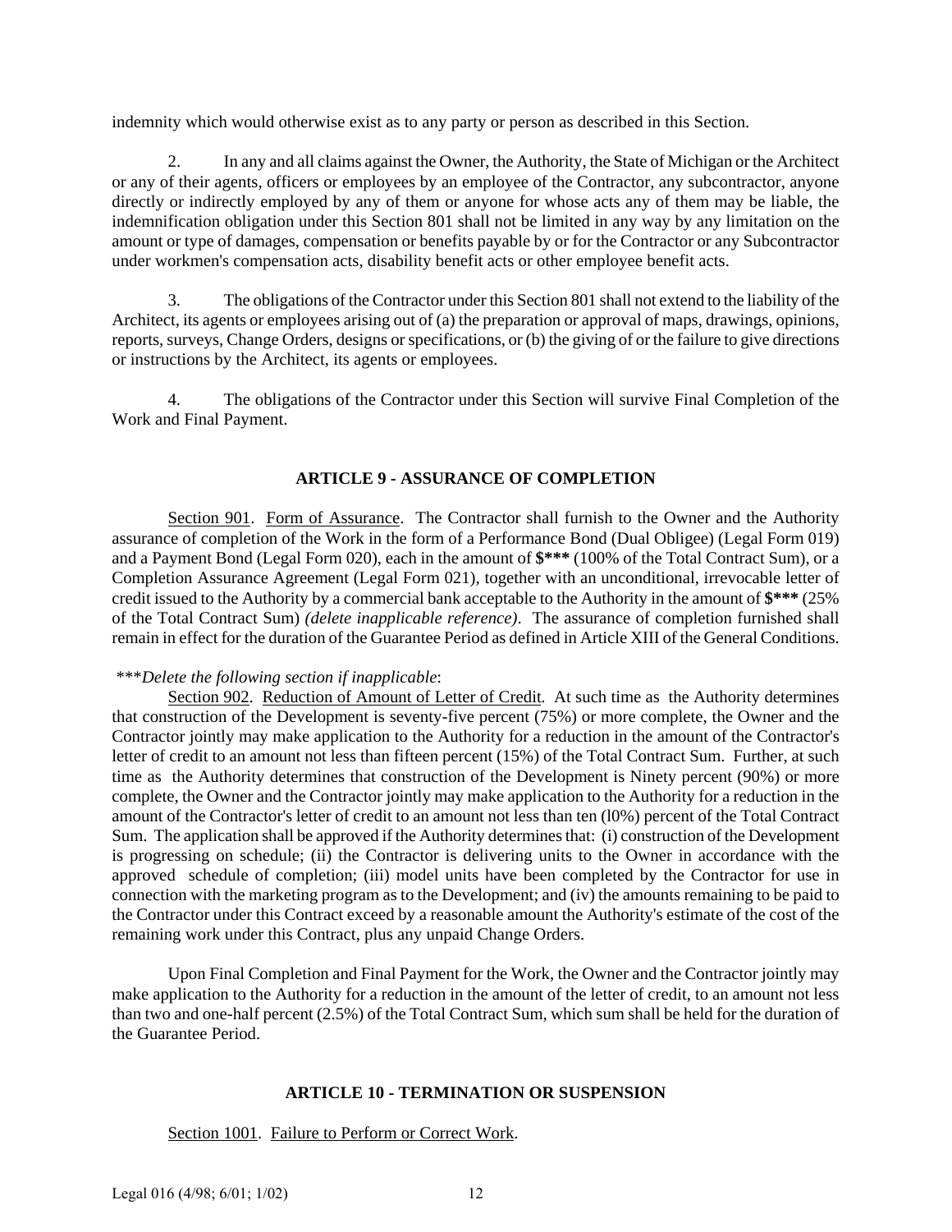indemnity which would otherwise exist as to any party or person as described in this Section.

2. In any and all claims against the Owner, the Authority, the State of Michigan or the Architect or any of their agents, officers or employees by an employee of the Contractor, any subcontractor, anyone directly or indirectly employed by any of them or anyone for whose acts any of them may be liable, the indemnification obligation under this Section 801 shall not be limited in any way by any limitation on the amount or type of damages, compensation or benefits payable by or for the Contractor or any Subcontractor under workmen's compensation acts, disability benefit acts or other employee benefit acts.

3. The obligations of the Contractor under this Section 801 shall not extend to the liability of the Architect, its agents or employees arising out of (a) the preparation or approval of maps, drawings, opinions, reports, surveys, Change Orders, designs or specifications, or (b) the giving of or the failure to give directions or instructions by the Architect, its agents or employees.

4. The obligations of the Contractor under this Section will survive Final Completion of the Work and Final Payment.

## ARTICLE 9 - ASSURANCE OF COMPLETION

Section 901. Form of Assurance. The Contractor shall furnish to the Owner and the Authority assurance of completion of the Work in the form of a Performance Bond (Dual Obligee) (Legal Form 019) and a Payment Bond (Legal Form 020), each in the amount of **$*** ** (100% of the Total Contract Sum), or a Completion Assurance Agreement (Legal Form 021), together with an unconditional, irrevocable letter of credit issued to the Authority by a commercial bank acceptable to the Authority in the amount of **$*** ** (25% of the Total Contract Sum) *(delete inapplicable reference)*. The assurance of completion furnished shall remain in effect for the duration of the Guarantee Period as defined in Article XIII of the General Conditions.

****Delete the following section if inapplicable*:

Section 902. Reduction of Amount of Letter of Credit. At such time as the Authority determines that construction of the Development is seventy-five percent (75%) or more complete, the Owner and the Contractor jointly may make application to the Authority for a reduction in the amount of the Contractor's letter of credit to an amount not less than fifteen percent (15%) of the Total Contract Sum. Further, at such time as the Authority determines that construction of the Development is Ninety percent (90%) or more complete, the Owner and the Contractor jointly may make application to the Authority for a reduction in the amount of the Contractor's letter of credit to an amount not less than ten (l0%) percent of the Total Contract Sum. The application shall be approved if the Authority determines that: (i) construction of the Development is progressing on schedule; (ii) the Contractor is delivering units to the Owner in accordance with the approved schedule of completion; (iii) model units have been completed by the Contractor for use in connection with the marketing program as to the Development; and (iv) the amounts remaining to be paid to the Contractor under this Contract exceed by a reasonable amount the Authority's estimate of the cost of the remaining work under this Contract, plus any unpaid Change Orders.

Upon Final Completion and Final Payment for the Work, the Owner and the Contractor jointly may make application to the Authority for a reduction in the amount of the letter of credit, to an amount not less than two and one-half percent (2.5%) of the Total Contract Sum, which sum shall be held for the duration of the Guarantee Period.

## ARTICLE 10 - TERMINATION OR SUSPENSION

Section 1001. Failure to Perform or Correct Work.

Legal 016 (4/98; 6/01; 1/02)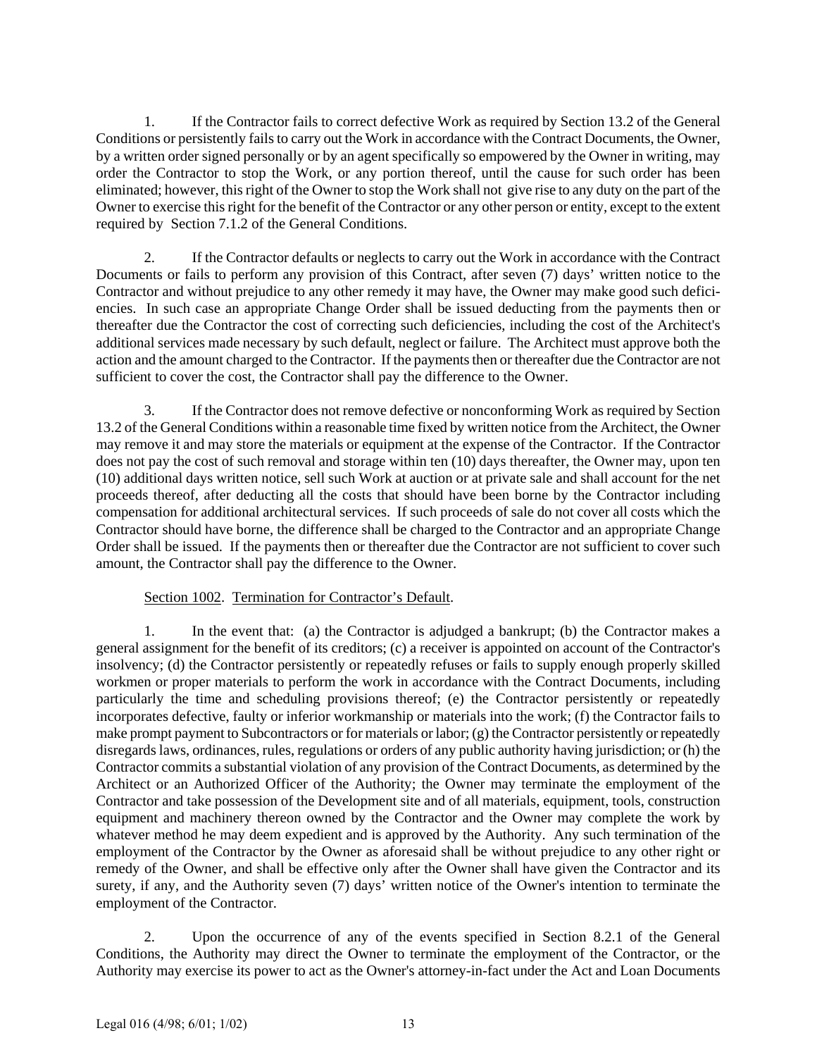1. If the Contractor fails to correct defective Work as required by Section 13.2 of the General Conditions or persistently fails to carry out the Work in accordance with the Contract Documents, the Owner, by a written order signed personally or by an agent specifically so empowered by the Owner in writing, may order the Contractor to stop the Work, or any portion thereof, until the cause for such order has been eliminated; however, this right of the Owner to stop the Work shall not give rise to any duty on the part of the Owner to exercise this right for the benefit of the Contractor or any other person or entity, except to the extent required by Section 7.1.2 of the General Conditions.

2. If the Contractor defaults or neglects to carry out the Work in accordance with the Contract Documents or fails to perform any provision of this Contract, after seven (7) days' written notice to the Contractor and without prejudice to any other remedy it may have, the Owner may make good such deficiencies. In such case an appropriate Change Order shall be issued deducting from the payments then or thereafter due the Contractor the cost of correcting such deficiencies, including the cost of the Architect's additional services made necessary by such default, neglect or failure. The Architect must approve both the action and the amount charged to the Contractor. If the payments then or thereafter due the Contractor are not sufficient to cover the cost, the Contractor shall pay the difference to the Owner.

3. If the Contractor does not remove defective or nonconforming Work as required by Section 13.2 of the General Conditions within a reasonable time fixed by written notice from the Architect, the Owner may remove it and may store the materials or equipment at the expense of the Contractor. If the Contractor does not pay the cost of such removal and storage within ten (10) days thereafter, the Owner may, upon ten (10) additional days written notice, sell such Work at auction or at private sale and shall account for the net proceeds thereof, after deducting all the costs that should have been borne by the Contractor including compensation for additional architectural services. If such proceeds of sale do not cover all costs which the Contractor should have borne, the difference shall be charged to the Contractor and an appropriate Change Order shall be issued. If the payments then or thereafter due the Contractor are not sufficient to cover such amount, the Contractor shall pay the difference to the Owner.

Section 1002. Termination for Contractor's Default.

1. In the event that: (a) the Contractor is adjudged a bankrupt; (b) the Contractor makes a general assignment for the benefit of its creditors; (c) a receiver is appointed on account of the Contractor's insolvency; (d) the Contractor persistently or repeatedly refuses or fails to supply enough properly skilled workmen or proper materials to perform the work in accordance with the Contract Documents, including particularly the time and scheduling provisions thereof; (e) the Contractor persistently or repeatedly incorporates defective, faulty or inferior workmanship or materials into the work; (f) the Contractor fails to make prompt payment to Subcontractors or for materials or labor; (g) the Contractor persistently or repeatedly disregards laws, ordinances, rules, regulations or orders of any public authority having jurisdiction; or (h) the Contractor commits a substantial violation of any provision of the Contract Documents, as determined by the Architect or an Authorized Officer of the Authority; the Owner may terminate the employment of the Contractor and take possession of the Development site and of all materials, equipment, tools, construction equipment and machinery thereon owned by the Contractor and the Owner may complete the work by whatever method he may deem expedient and is approved by the Authority. Any such termination of the employment of the Contractor by the Owner as aforesaid shall be without prejudice to any other right or remedy of the Owner, and shall be effective only after the Owner shall have given the Contractor and its surety, if any, and the Authority seven (7) days' written notice of the Owner's intention to terminate the employment of the Contractor.

2. Upon the occurrence of any of the events specified in Section 8.2.1 of the General Conditions, the Authority may direct the Owner to terminate the employment of the Contractor, or the Authority may exercise its power to act as the Owner's attorney-in-fact under the Act and Loan Documents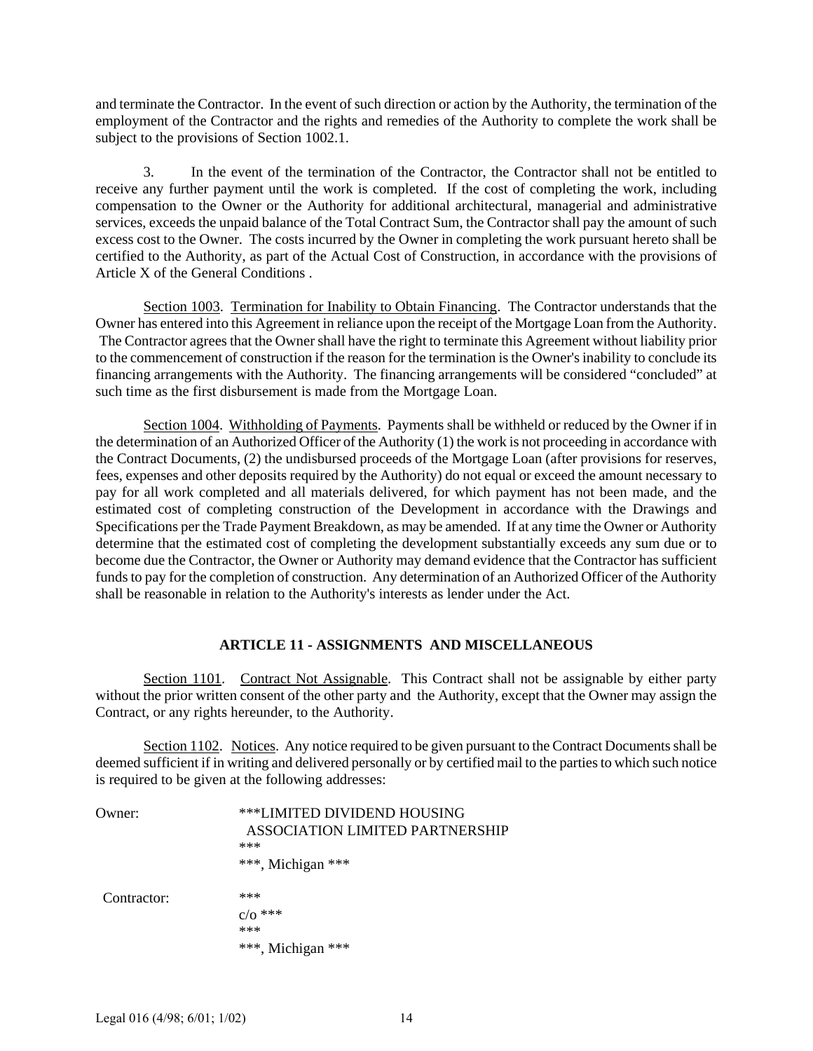and terminate the Contractor. In the event of such direction or action by the Authority, the termination of the employment of the Contractor and the rights and remedies of the Authority to complete the work shall be subject to the provisions of Section 1002.1.

3. In the event of the termination of the Contractor, the Contractor shall not be entitled to receive any further payment until the work is completed. If the cost of completing the work, including compensation to the Owner or the Authority for additional architectural, managerial and administrative services, exceeds the unpaid balance of the Total Contract Sum, the Contractor shall pay the amount of such excess cost to the Owner. The costs incurred by the Owner in completing the work pursuant hereto shall be certified to the Authority, as part of the Actual Cost of Construction, in accordance with the provisions of Article X of the General Conditions .

Section 1003. Termination for Inability to Obtain Financing. The Contractor understands that the Owner has entered into this Agreement in reliance upon the receipt of the Mortgage Loan from the Authority. The Contractor agrees that the Owner shall have the right to terminate this Agreement without liability prior to the commencement of construction if the reason for the termination is the Owner's inability to conclude its financing arrangements with the Authority. The financing arrangements will be considered "concluded" at such time as the first disbursement is made from the Mortgage Loan.

Section 1004. Withholding of Payments. Payments shall be withheld or reduced by the Owner if in the determination of an Authorized Officer of the Authority (1) the work is not proceeding in accordance with the Contract Documents, (2) the undisbursed proceeds of the Mortgage Loan (after provisions for reserves, fees, expenses and other deposits required by the Authority) do not equal or exceed the amount necessary to pay for all work completed and all materials delivered, for which payment has not been made, and the estimated cost of completing construction of the Development in accordance with the Drawings and Specifications per the Trade Payment Breakdown, as may be amended. If at any time the Owner or Authority determine that the estimated cost of completing the development substantially exceeds any sum due or to become due the Contractor, the Owner or Authority may demand evidence that the Contractor has sufficient funds to pay for the completion of construction. Any determination of an Authorized Officer of the Authority shall be reasonable in relation to the Authority's interests as lender under the Act.

## ARTICLE 11 - ASSIGNMENTS AND MISCELLANEOUS

Section 1101. Contract Not Assignable. This Contract shall not be assignable by either party without the prior written consent of the other party and the Authority, except that the Owner may assign the Contract, or any rights hereunder, to the Authority.

Section 1102. Notices. Any notice required to be given pursuant to the Contract Documents shall be deemed sufficient if in writing and delivered personally or by certified mail to the parties to which such notice is required to be given at the following addresses:

Owner:
***LIMITED DIVIDEND HOUSING
ASSOCIATION LIMITED PARTNERSHIP
***
***, Michigan ***

Contractor:
***
c/o ***
***
***, Michigan ***

Legal 016 (4/98; 6/01; 1/02)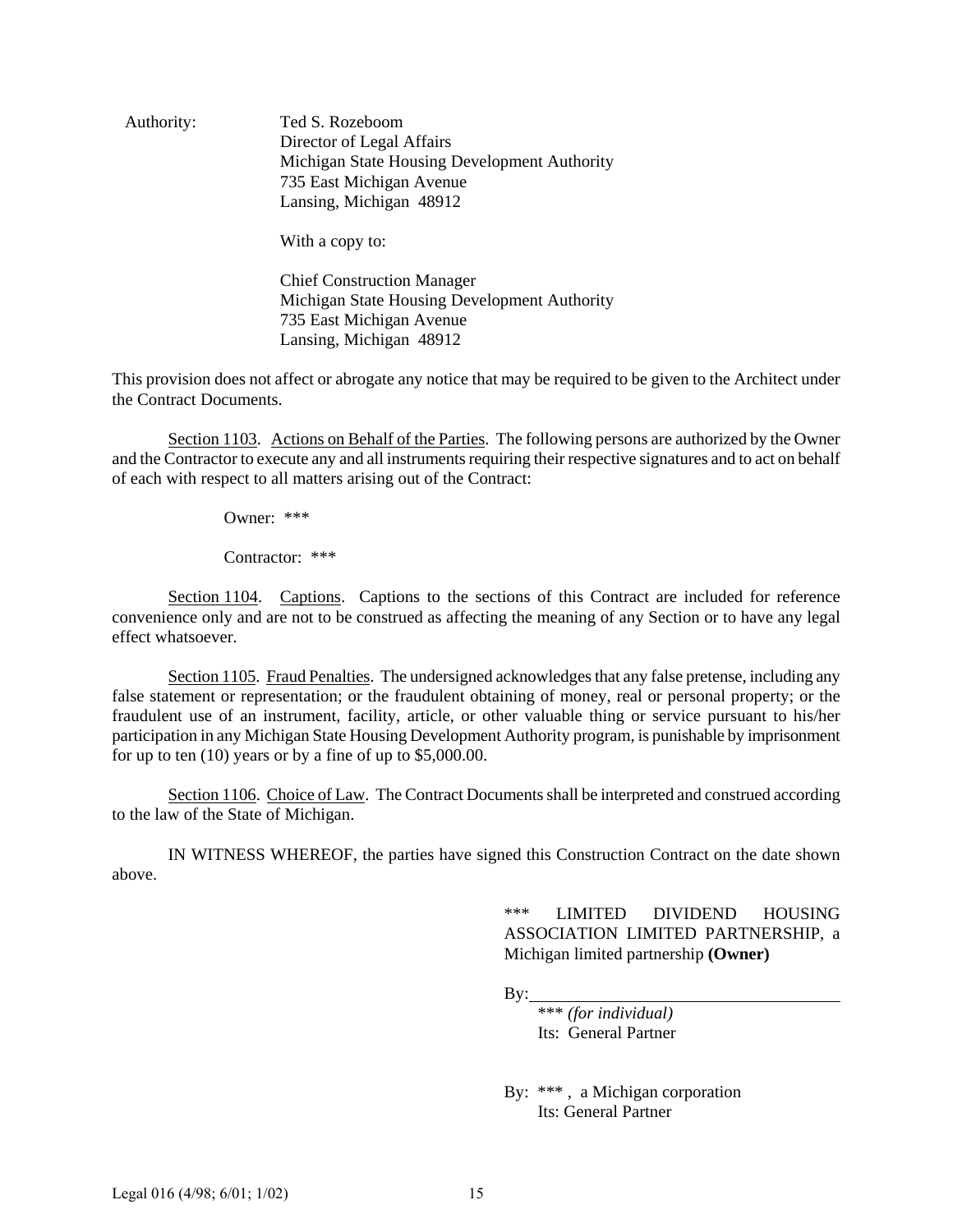Authority: Ted S. Rozeboom
Director of Legal Affairs
Michigan State Housing Development Authority
735 East Michigan Avenue
Lansing, Michigan 48912

With a copy to:

Chief Construction Manager
Michigan State Housing Development Authority
735 East Michigan Avenue
Lansing, Michigan 48912

This provision does not affect or abrogate any notice that may be required to be given to the Architect under the Contract Documents.

Section 1103. Actions on Behalf of the Parties. The following persons are authorized by the Owner and the Contractor to execute any and all instruments requiring their respective signatures and to act on behalf of each with respect to all matters arising out of the Contract:

Owner: ***

Contractor: ***

Section 1104. Captions. Captions to the sections of this Contract are included for reference convenience only and are not to be construed as affecting the meaning of any Section or to have any legal effect whatsoever.

Section 1105. Fraud Penalties. The undersigned acknowledges that any false pretense, including any false statement or representation; or the fraudulent obtaining of money, real or personal property; or the fraudulent use of an instrument, facility, article, or other valuable thing or service pursuant to his/her participation in any Michigan State Housing Development Authority program, is punishable by imprisonment for up to ten (10) years or by a fine of up to $5,000.00.

Section 1106. Choice of Law. The Contract Documents shall be interpreted and construed according to the law of the State of Michigan.

IN WITNESS WHEREOF, the parties have signed this Construction Contract on the date shown above.

*** LIMITED DIVIDEND HOUSING ASSOCIATION LIMITED PARTNERSHIP, a Michigan limited partnership **(Owner)**

By:\_\_\_\_\_\_\_\_\_\_\_\_\_\_\_\_\_\_\_\_\_\_\_\_\_\_\_\_\_\_\_\_\_\_\_\_
*** *(for individual)*
Its: General Partner

By: *** , a Michigan corporation
Its: General Partner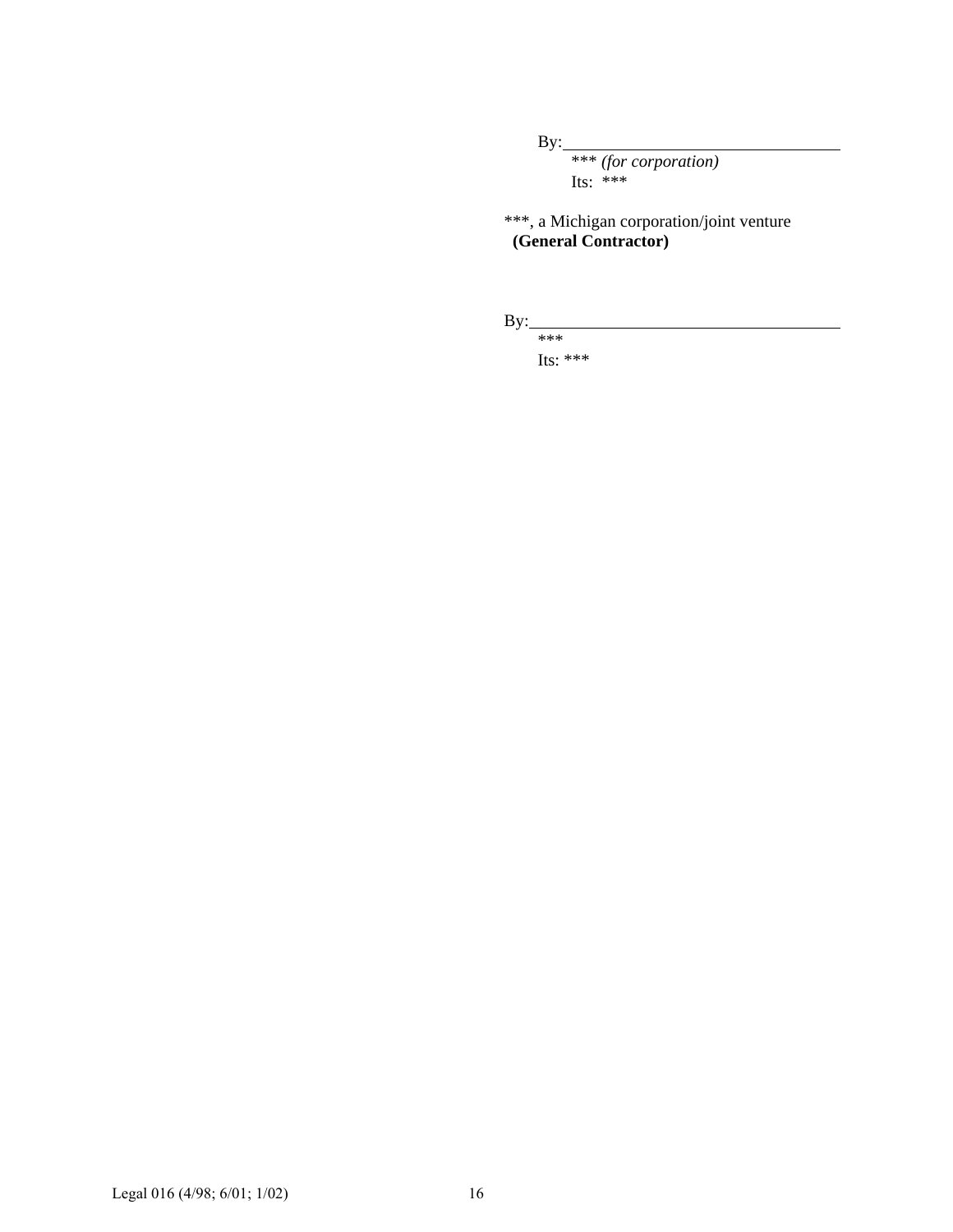By:\_\_\_\_\_\_\_\_\_\_\_\_\_\_\_\_\_\_\_\_\_\_\_\_\_\_\_\_\_\_\_\_
*** *(for corporation)*
Its: ***

***, a Michigan corporation/joint venture
**(General Contractor)**

By:\_\_\_\_\_\_\_\_\_\_\_\_\_\_\_\_\_\_\_\_\_\_\_\_\_\_\_\_\_\_\_\_
***
Its: ***

Legal 016 (4/98; 6/01; 1/02)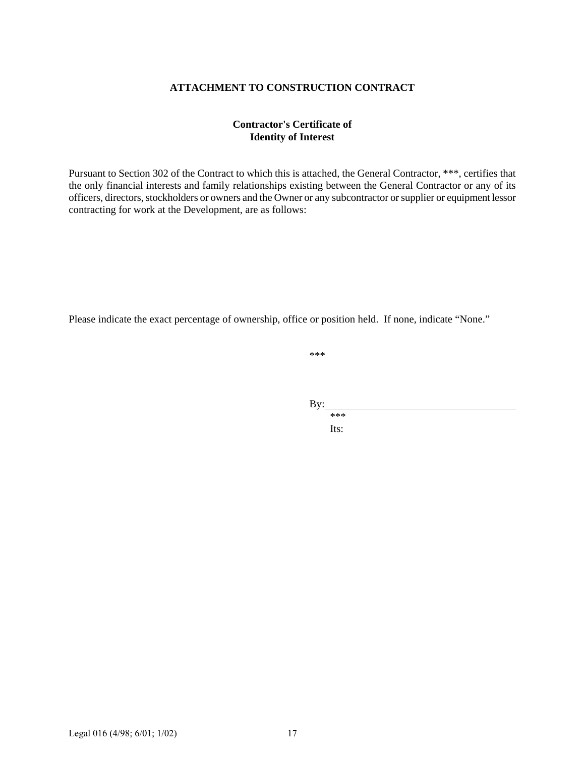**ATTACHMENT TO CONSTRUCTION CONTRACT**

**Contractor's Certificate of Identity of Interest**

Pursuant to Section 302 of the Contract to which this is attached, the General Contractor, ***, certifies that the only financial interests and family relationships existing between the General Contractor or any of its officers, directors, stockholders or owners and the Owner or any subcontractor or supplier or equipment lessor contracting for work at the Development, are as follows:

Please indicate the exact percentage of ownership, office or position held. If none, indicate "None."

***

By:\_\_\_\_\_\_\_\_\_\_\_\_\_\_\_\_\_\_\_\_\_\_\_\_\_\_\_\_\_\_\_\_\_\_\_\_

***

Its:

Legal 016 (4/98; 6/01; 1/02)